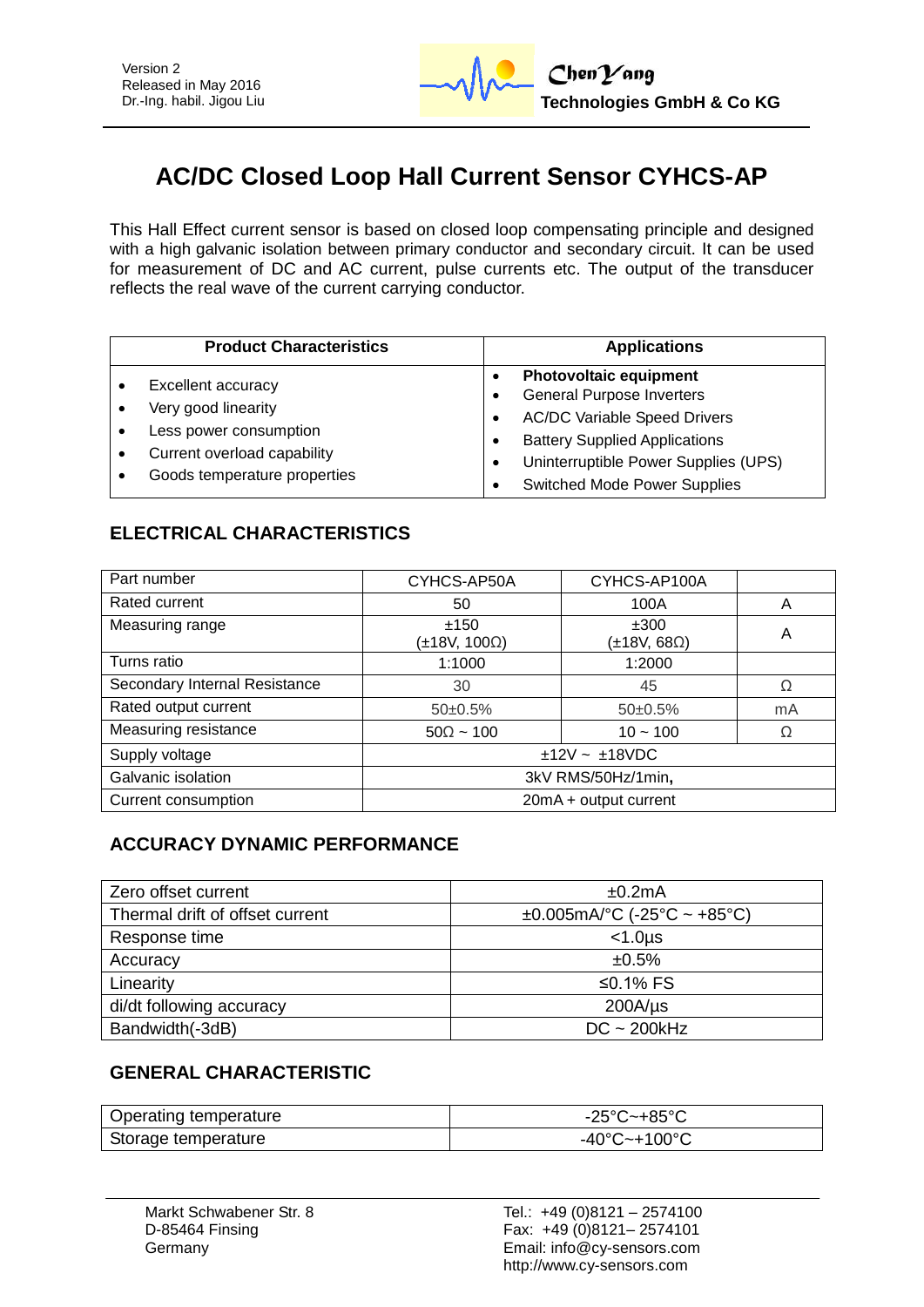Version 2
Released in May 2016
Dr.-Ing. habil. Jigou Liu

ChenYang
Technologies GmbH & Co KG

# AC/DC Closed Loop Hall Current Sensor CYHCS-AP

This Hall Effect current sensor is based on closed loop compensating principle and designed with a high galvanic isolation between primary conductor and secondary circuit. It can be used for measurement of DC and AC current, pulse currents etc. The output of the transducer reflects the real wave of the current carrying conductor.

| Product Characteristics | Applications |
|---|---|
| • Excellent accuracy<br>• Very good linearity<br>• Less power consumption<br>• Current overload capability<br>• Goods temperature properties | • **Photovoltaic equipment**<br>• General Purpose Inverters<br>• AC/DC Variable Speed Drivers<br>• Battery Supplied Applications<br>• Uninterruptible Power Supplies (UPS)<br>• Switched Mode Power Supplies |

## ELECTRICAL CHARACTERISTICS

| Part number | CYHCS-AP50A | CYHCS-AP100A | |
|---|---|---|---|
| Rated current | 50 | 100A | A |
| Measuring range | ±150 (±18V, 100Ω) | ±300 (±18V, 68Ω) | A |
| Turns ratio | 1:1000 | 1:2000 | |
| Secondary Internal Resistance | 30 | 45 | Ω |
| Rated output current | 50±0.5% | 50±0.5% | mA |
| Measuring resistance | 50Ω ~ 100 | 10 ~ 100 | Ω |
| Supply voltage | ±12V ~ ±18VDC | | |
| Galvanic isolation | 3kV RMS/50Hz/1min**,** | | |
| Current consumption | 20mA + output current | | |

## ACCURACY DYNAMIC PERFORMANCE

| Zero offset current | ±0.2mA |
|---|---|
| Thermal drift of offset current | ±0.005mA/°C (-25°C ~ +85°C) |
| Response time | <1.0µs |
| Accuracy | ±0.5% |
| Linearity | ≤0.1% FS |
| di/dt following accuracy | 200A/µs |
| Bandwidth(-3dB) | DC ~ 200kHz |

## GENERAL CHARACTERISTIC

| Operating temperature | -25°C~+85°C |
|---|---|
| Storage temperature | -40°C~+100°C |

Markt Schwabener Str. 8
D-85464 Finsing
Germany

Tel.: +49 (0)8121 – 2574100
Fax: +49 (0)8121– 2574101
Email: info@cy-sensors.com
http://www.cy-sensors.com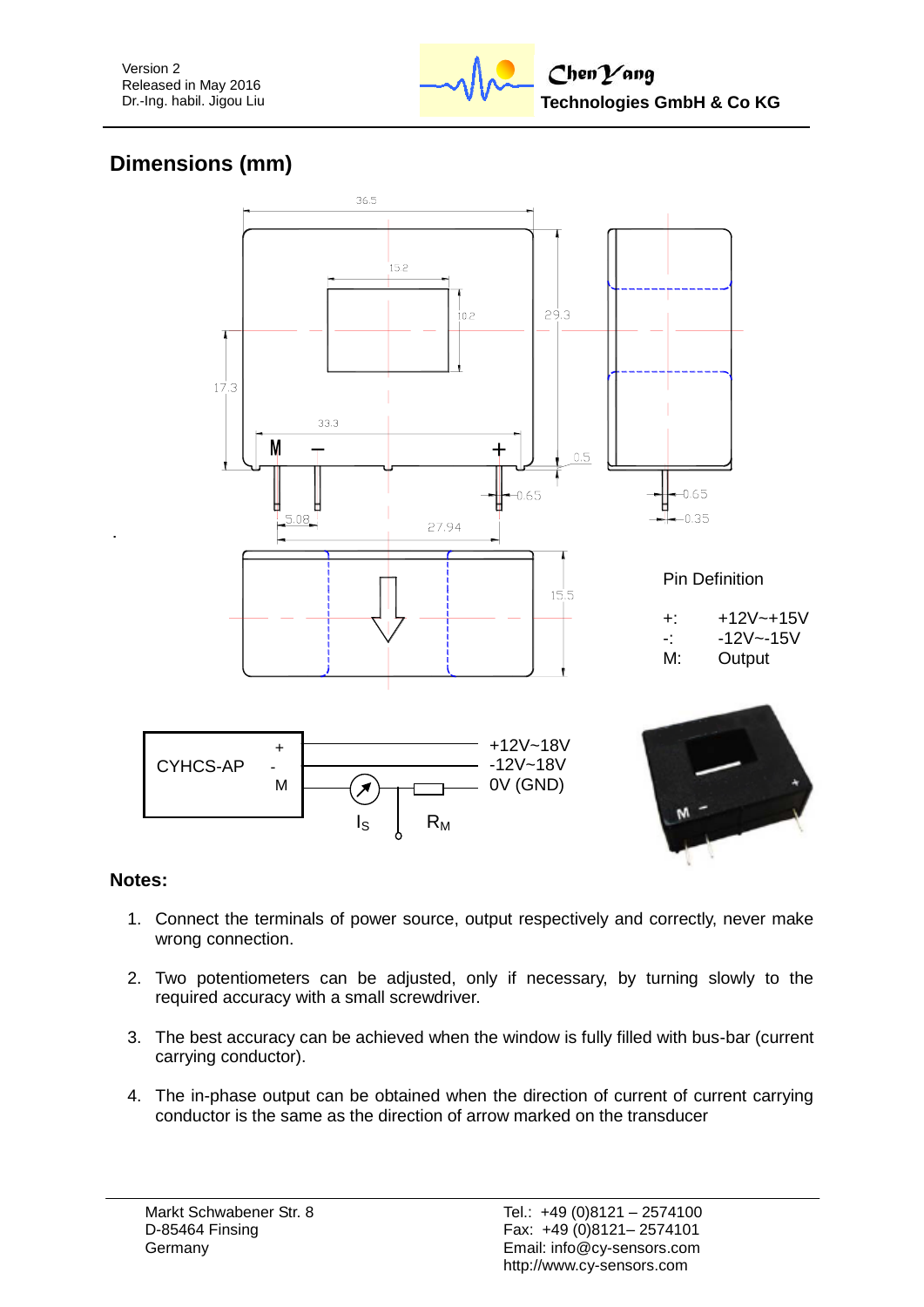## Dimensions (mm)

36.5

15.2

10.2

29.3

17.3

33.3

M — +

0.5

0.65

0.65

0.35

5.08

27.94

15.5

Pin Definition

+: +12V~+15V
-: -12V~-15V
M: Output

CYHCS-AP

+
-
M

+12V~18V
-12V~18V
0V (GND)

$I_S$

$R_M$

## Notes:

1. Connect the terminals of power source, output respectively and correctly, never make wrong connection.

2. Two potentiometers can be adjusted, only if necessary, by turning slowly to the required accuracy with a small screwdriver.

3. The best accuracy can be achieved when the window is fully filled with bus-bar (current carrying conductor).

4. The in-phase output can be obtained when the direction of current of current carrying conductor is the same as the direction of arrow marked on the transducer